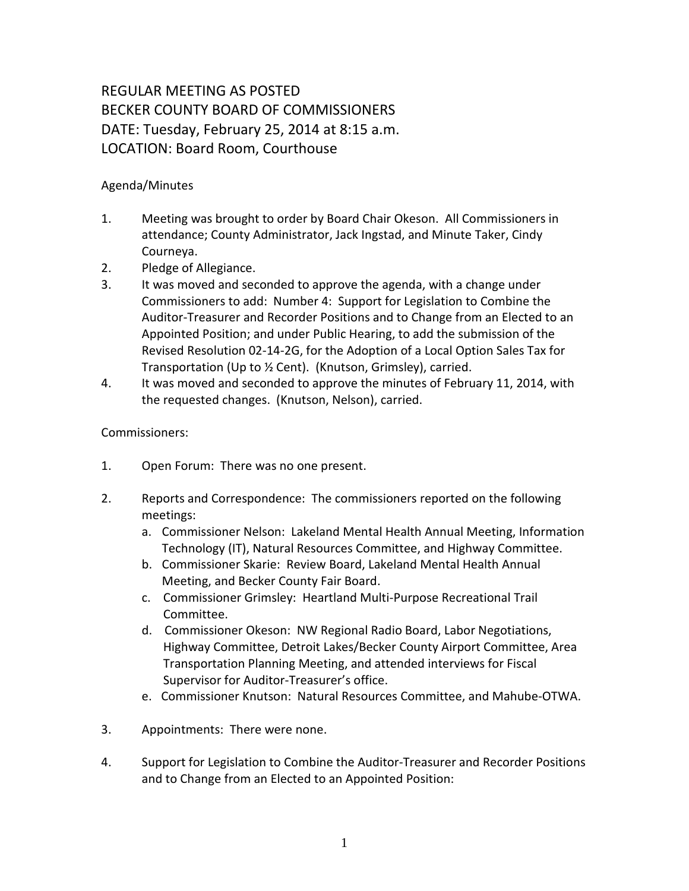# REGULAR MEETING AS POSTED
# BECKER COUNTY BOARD OF COMMISSIONERS
# DATE: Tuesday, February 25, 2014 at 8:15 a.m.
# LOCATION: Board Room, Courthouse

Agenda/Minutes

1. Meeting was brought to order by Board Chair Okeson. All Commissioners in attendance; County Administrator, Jack Ingstad, and Minute Taker, Cindy Courneya.
2. Pledge of Allegiance.
3. It was moved and seconded to approve the agenda, with a change under Commissioners to add: Number 4: Support for Legislation to Combine the Auditor-Treasurer and Recorder Positions and to Change from an Elected to an Appointed Position; and under Public Hearing, to add the submission of the Revised Resolution 02-14-2G, for the Adoption of a Local Option Sales Tax for Transportation (Up to ½ Cent). (Knutson, Grimsley), carried.
4. It was moved and seconded to approve the minutes of February 11, 2014, with the requested changes. (Knutson, Nelson), carried.

Commissioners:

1. Open Forum: There was no one present.

2. Reports and Correspondence: The commissioners reported on the following meetings:
   a. Commissioner Nelson: Lakeland Mental Health Annual Meeting, Information Technology (IT), Natural Resources Committee, and Highway Committee.
   b. Commissioner Skarie: Review Board, Lakeland Mental Health Annual Meeting, and Becker County Fair Board.
   c. Commissioner Grimsley: Heartland Multi-Purpose Recreational Trail Committee.
   d. Commissioner Okeson: NW Regional Radio Board, Labor Negotiations, Highway Committee, Detroit Lakes/Becker County Airport Committee, Area Transportation Planning Meeting, and attended interviews for Fiscal Supervisor for Auditor-Treasurer's office.
   e. Commissioner Knutson: Natural Resources Committee, and Mahube-OTWA.

3. Appointments: There were none.

4. Support for Legislation to Combine the Auditor-Treasurer and Recorder Positions and to Change from an Elected to an Appointed Position: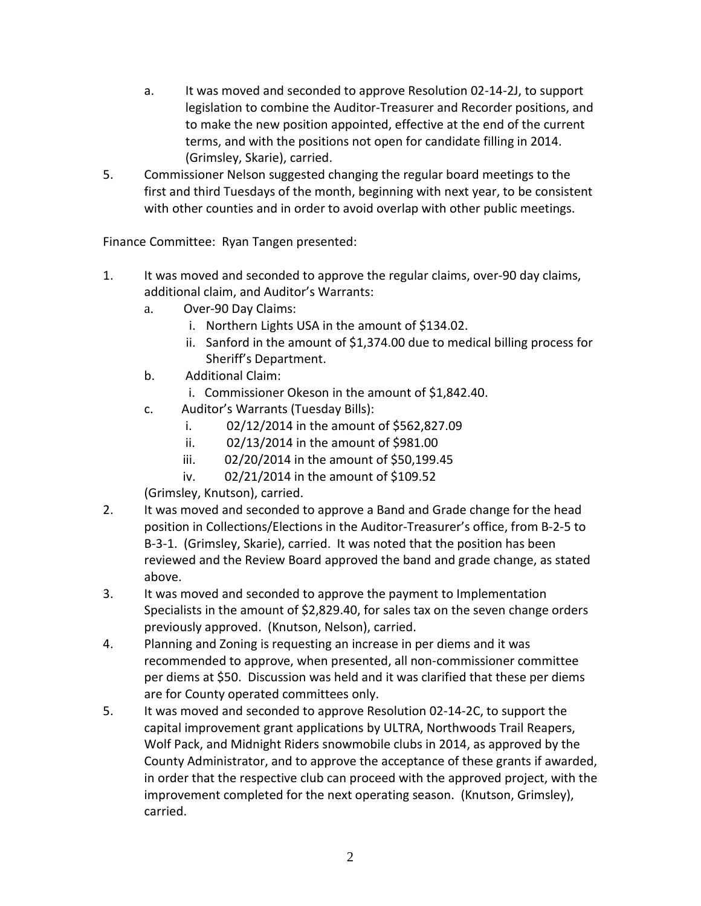a. It was moved and seconded to approve Resolution 02-14-2J, to support legislation to combine the Auditor-Treasurer and Recorder positions, and to make the new position appointed, effective at the end of the current terms, and with the positions not open for candidate filling in 2014. (Grimsley, Skarie), carried.

5. Commissioner Nelson suggested changing the regular board meetings to the first and third Tuesdays of the month, beginning with next year, to be consistent with other counties and in order to avoid overlap with other public meetings.

Finance Committee: Ryan Tangen presented:

1. It was moved and seconded to approve the regular claims, over-90 day claims, additional claim, and Auditor's Warrants:
   a. Over-90 Day Claims:
      i. Northern Lights USA in the amount of $134.02.
      ii. Sanford in the amount of $1,374.00 due to medical billing process for Sheriff's Department.
   b. Additional Claim:
      i. Commissioner Okeson in the amount of $1,842.40.
   c. Auditor's Warrants (Tuesday Bills):
      i. 02/12/2014 in the amount of $562,827.09
      ii. 02/13/2014 in the amount of $981.00
      iii. 02/20/2014 in the amount of $50,199.45
      iv. 02/21/2014 in the amount of $109.52

   (Grimsley, Knutson), carried.
2. It was moved and seconded to approve a Band and Grade change for the head position in Collections/Elections in the Auditor-Treasurer's office, from B-2-5 to B-3-1. (Grimsley, Skarie), carried. It was noted that the position has been reviewed and the Review Board approved the band and grade change, as stated above.
3. It was moved and seconded to approve the payment to Implementation Specialists in the amount of $2,829.40, for sales tax on the seven change orders previously approved. (Knutson, Nelson), carried.
4. Planning and Zoning is requesting an increase in per diems and it was recommended to approve, when presented, all non-commissioner committee per diems at $50. Discussion was held and it was clarified that these per diems are for County operated committees only.
5. It was moved and seconded to approve Resolution 02-14-2C, to support the capital improvement grant applications by ULTRA, Northwoods Trail Reapers, Wolf Pack, and Midnight Riders snowmobile clubs in 2014, as approved by the County Administrator, and to approve the acceptance of these grants if awarded, in order that the respective club can proceed with the approved project, with the improvement completed for the next operating season. (Knutson, Grimsley), carried.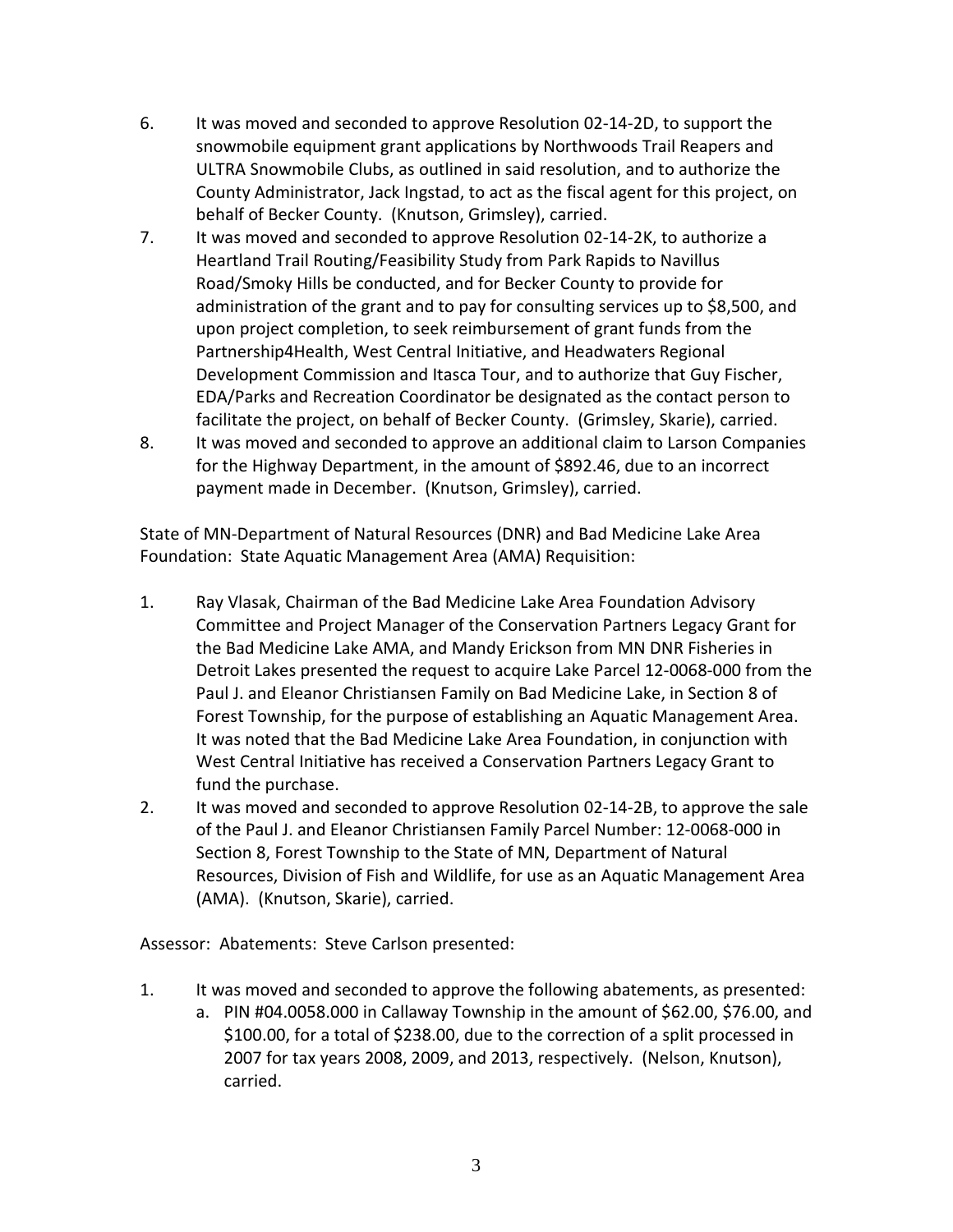6. It was moved and seconded to approve Resolution 02-14-2D, to support the snowmobile equipment grant applications by Northwoods Trail Reapers and ULTRA Snowmobile Clubs, as outlined in said resolution, and to authorize the County Administrator, Jack Ingstad, to act as the fiscal agent for this project, on behalf of Becker County. (Knutson, Grimsley), carried.
7. It was moved and seconded to approve Resolution 02-14-2K, to authorize a Heartland Trail Routing/Feasibility Study from Park Rapids to Navillus Road/Smoky Hills be conducted, and for Becker County to provide for administration of the grant and to pay for consulting services up to $8,500, and upon project completion, to seek reimbursement of grant funds from the Partnership4Health, West Central Initiative, and Headwaters Regional Development Commission and Itasca Tour, and to authorize that Guy Fischer, EDA/Parks and Recreation Coordinator be designated as the contact person to facilitate the project, on behalf of Becker County. (Grimsley, Skarie), carried.
8. It was moved and seconded to approve an additional claim to Larson Companies for the Highway Department, in the amount of $892.46, due to an incorrect payment made in December. (Knutson, Grimsley), carried.

State of MN-Department of Natural Resources (DNR) and Bad Medicine Lake Area Foundation: State Aquatic Management Area (AMA) Requisition:

1. Ray Vlasak, Chairman of the Bad Medicine Lake Area Foundation Advisory Committee and Project Manager of the Conservation Partners Legacy Grant for the Bad Medicine Lake AMA, and Mandy Erickson from MN DNR Fisheries in Detroit Lakes presented the request to acquire Lake Parcel 12-0068-000 from the Paul J. and Eleanor Christiansen Family on Bad Medicine Lake, in Section 8 of Forest Township, for the purpose of establishing an Aquatic Management Area. It was noted that the Bad Medicine Lake Area Foundation, in conjunction with West Central Initiative has received a Conservation Partners Legacy Grant to fund the purchase.
2. It was moved and seconded to approve Resolution 02-14-2B, to approve the sale of the Paul J. and Eleanor Christiansen Family Parcel Number: 12-0068-000 in Section 8, Forest Township to the State of MN, Department of Natural Resources, Division of Fish and Wildlife, for use as an Aquatic Management Area (AMA). (Knutson, Skarie), carried.

Assessor: Abatements: Steve Carlson presented:

1. It was moved and seconded to approve the following abatements, as presented:
   a. PIN #04.0058.000 in Callaway Township in the amount of $62.00, $76.00, and $100.00, for a total of $238.00, due to the correction of a split processed in 2007 for tax years 2008, 2009, and 2013, respectively. (Nelson, Knutson), carried.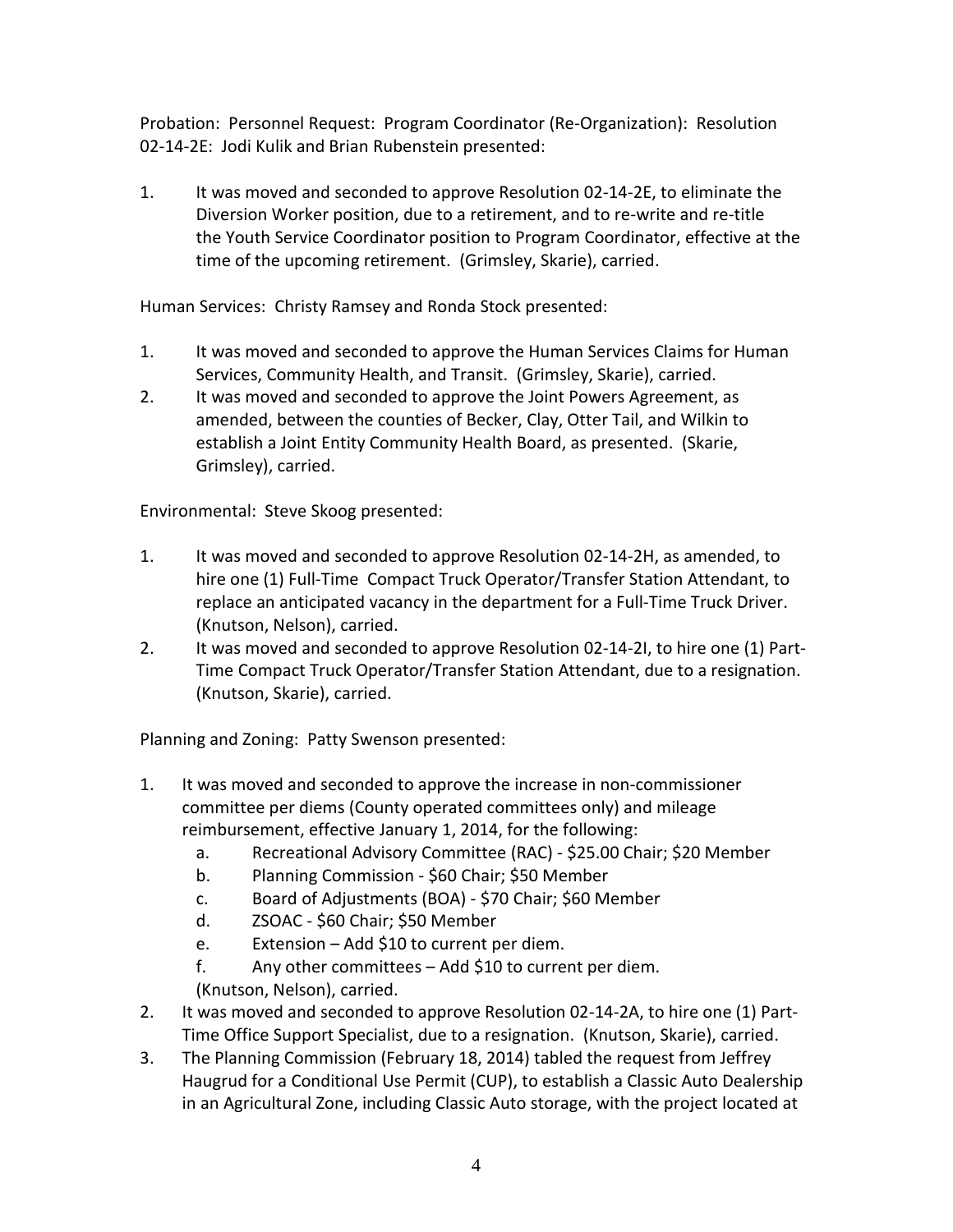Probation: Personnel Request: Program Coordinator (Re-Organization): Resolution 02-14-2E: Jodi Kulik and Brian Rubenstein presented:

1. It was moved and seconded to approve Resolution 02-14-2E, to eliminate the Diversion Worker position, due to a retirement, and to re-write and re-title the Youth Service Coordinator position to Program Coordinator, effective at the time of the upcoming retirement. (Grimsley, Skarie), carried.

Human Services: Christy Ramsey and Ronda Stock presented:

1. It was moved and seconded to approve the Human Services Claims for Human Services, Community Health, and Transit. (Grimsley, Skarie), carried.
2. It was moved and seconded to approve the Joint Powers Agreement, as amended, between the counties of Becker, Clay, Otter Tail, and Wilkin to establish a Joint Entity Community Health Board, as presented. (Skarie, Grimsley), carried.

Environmental: Steve Skoog presented:

1. It was moved and seconded to approve Resolution 02-14-2H, as amended, to hire one (1) Full-Time Compact Truck Operator/Transfer Station Attendant, to replace an anticipated vacancy in the department for a Full-Time Truck Driver. (Knutson, Nelson), carried.
2. It was moved and seconded to approve Resolution 02-14-2I, to hire one (1) Part-Time Compact Truck Operator/Transfer Station Attendant, due to a resignation. (Knutson, Skarie), carried.

Planning and Zoning: Patty Swenson presented:

1. It was moved and seconded to approve the increase in non-commissioner committee per diems (County operated committees only) and mileage reimbursement, effective January 1, 2014, for the following:
   a. Recreational Advisory Committee (RAC) - $25.00 Chair; $20 Member
   b. Planning Commission - $60 Chair; $50 Member
   c. Board of Adjustments (BOA) - $70 Chair; $60 Member
   d. ZSOAC - $60 Chair; $50 Member
   e. Extension – Add $10 to current per diem.
   f. Any other committees – Add $10 to current per diem.

   (Knutson, Nelson), carried.
2. It was moved and seconded to approve Resolution 02-14-2A, to hire one (1) Part-Time Office Support Specialist, due to a resignation. (Knutson, Skarie), carried.
3. The Planning Commission (February 18, 2014) tabled the request from Jeffrey Haugrud for a Conditional Use Permit (CUP), to establish a Classic Auto Dealership in an Agricultural Zone, including Classic Auto storage, with the project located at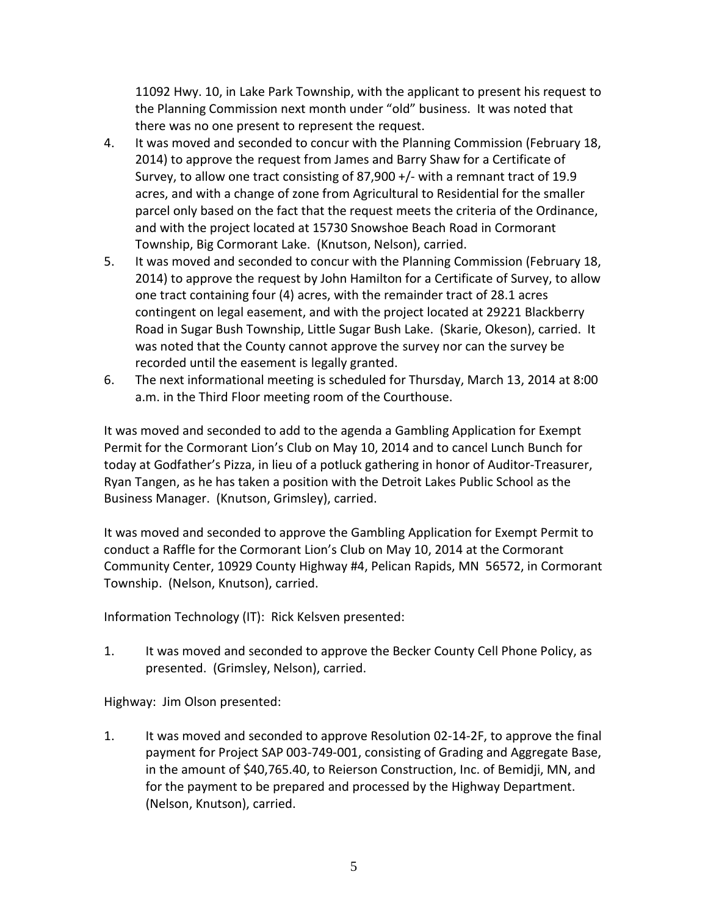11092 Hwy. 10, in Lake Park Township, with the applicant to present his request to the Planning Commission next month under "old" business. It was noted that there was no one present to represent the request.

4. It was moved and seconded to concur with the Planning Commission (February 18, 2014) to approve the request from James and Barry Shaw for a Certificate of Survey, to allow one tract consisting of 87,900 +/- with a remnant tract of 19.9 acres, and with a change of zone from Agricultural to Residential for the smaller parcel only based on the fact that the request meets the criteria of the Ordinance, and with the project located at 15730 Snowshoe Beach Road in Cormorant Township, Big Cormorant Lake. (Knutson, Nelson), carried.
5. It was moved and seconded to concur with the Planning Commission (February 18, 2014) to approve the request by John Hamilton for a Certificate of Survey, to allow one tract containing four (4) acres, with the remainder tract of 28.1 acres contingent on legal easement, and with the project located at 29221 Blackberry Road in Sugar Bush Township, Little Sugar Bush Lake. (Skarie, Okeson), carried. It was noted that the County cannot approve the survey nor can the survey be recorded until the easement is legally granted.
6. The next informational meeting is scheduled for Thursday, March 13, 2014 at 8:00 a.m. in the Third Floor meeting room of the Courthouse.

It was moved and seconded to add to the agenda a Gambling Application for Exempt Permit for the Cormorant Lion's Club on May 10, 2014 and to cancel Lunch Bunch for today at Godfather's Pizza, in lieu of a potluck gathering in honor of Auditor-Treasurer, Ryan Tangen, as he has taken a position with the Detroit Lakes Public School as the Business Manager. (Knutson, Grimsley), carried.

It was moved and seconded to approve the Gambling Application for Exempt Permit to conduct a Raffle for the Cormorant Lion's Club on May 10, 2014 at the Cormorant Community Center, 10929 County Highway #4, Pelican Rapids, MN 56572, in Cormorant Township. (Nelson, Knutson), carried.

Information Technology (IT): Rick Kelsven presented:

1. It was moved and seconded to approve the Becker County Cell Phone Policy, as presented. (Grimsley, Nelson), carried.

Highway: Jim Olson presented:

1. It was moved and seconded to approve Resolution 02-14-2F, to approve the final payment for Project SAP 003-749-001, consisting of Grading and Aggregate Base, in the amount of $40,765.40, to Reierson Construction, Inc. of Bemidji, MN, and for the payment to be prepared and processed by the Highway Department. (Nelson, Knutson), carried.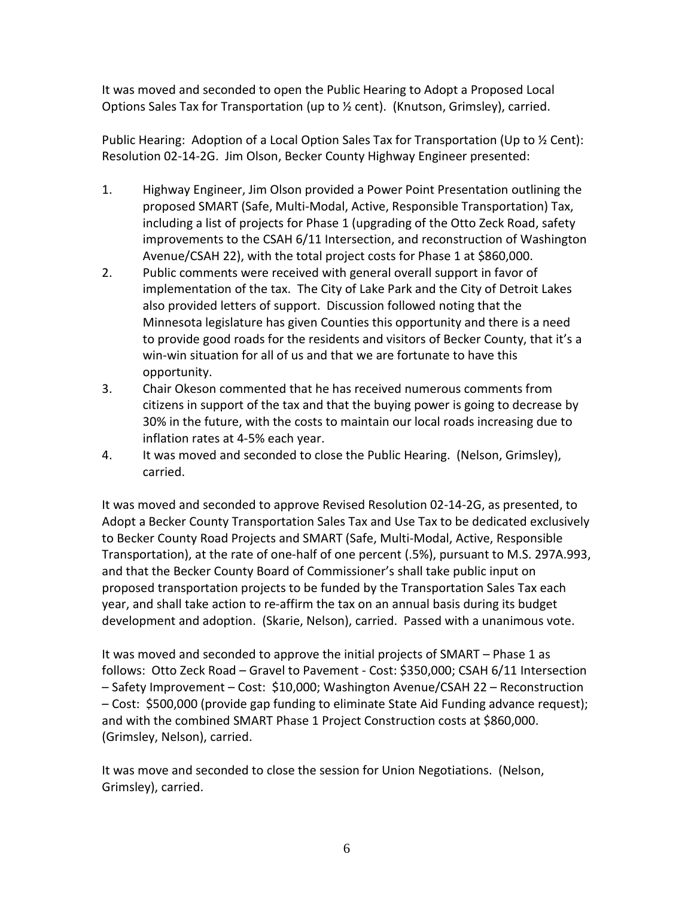It was moved and seconded to open the Public Hearing to Adopt a Proposed Local Options Sales Tax for Transportation (up to ½ cent). (Knutson, Grimsley), carried.

Public Hearing: Adoption of a Local Option Sales Tax for Transportation (Up to ½ Cent): Resolution 02-14-2G. Jim Olson, Becker County Highway Engineer presented:

1. Highway Engineer, Jim Olson provided a Power Point Presentation outlining the proposed SMART (Safe, Multi-Modal, Active, Responsible Transportation) Tax, including a list of projects for Phase 1 (upgrading of the Otto Zeck Road, safety improvements to the CSAH 6/11 Intersection, and reconstruction of Washington Avenue/CSAH 22), with the total project costs for Phase 1 at $860,000.
2. Public comments were received with general overall support in favor of implementation of the tax. The City of Lake Park and the City of Detroit Lakes also provided letters of support. Discussion followed noting that the Minnesota legislature has given Counties this opportunity and there is a need to provide good roads for the residents and visitors of Becker County, that it's a win-win situation for all of us and that we are fortunate to have this opportunity.
3. Chair Okeson commented that he has received numerous comments from citizens in support of the tax and that the buying power is going to decrease by 30% in the future, with the costs to maintain our local roads increasing due to inflation rates at 4-5% each year.
4. It was moved and seconded to close the Public Hearing. (Nelson, Grimsley), carried.

It was moved and seconded to approve Revised Resolution 02-14-2G, as presented, to Adopt a Becker County Transportation Sales Tax and Use Tax to be dedicated exclusively to Becker County Road Projects and SMART (Safe, Multi-Modal, Active, Responsible Transportation), at the rate of one-half of one percent (.5%), pursuant to M.S. 297A.993, and that the Becker County Board of Commissioner's shall take public input on proposed transportation projects to be funded by the Transportation Sales Tax each year, and shall take action to re-affirm the tax on an annual basis during its budget development and adoption. (Skarie, Nelson), carried. Passed with a unanimous vote.

It was moved and seconded to approve the initial projects of SMART – Phase 1 as follows: Otto Zeck Road – Gravel to Pavement - Cost: $350,000; CSAH 6/11 Intersection – Safety Improvement – Cost: $10,000; Washington Avenue/CSAH 22 – Reconstruction – Cost: $500,000 (provide gap funding to eliminate State Aid Funding advance request); and with the combined SMART Phase 1 Project Construction costs at $860,000. (Grimsley, Nelson), carried.

It was move and seconded to close the session for Union Negotiations. (Nelson, Grimsley), carried.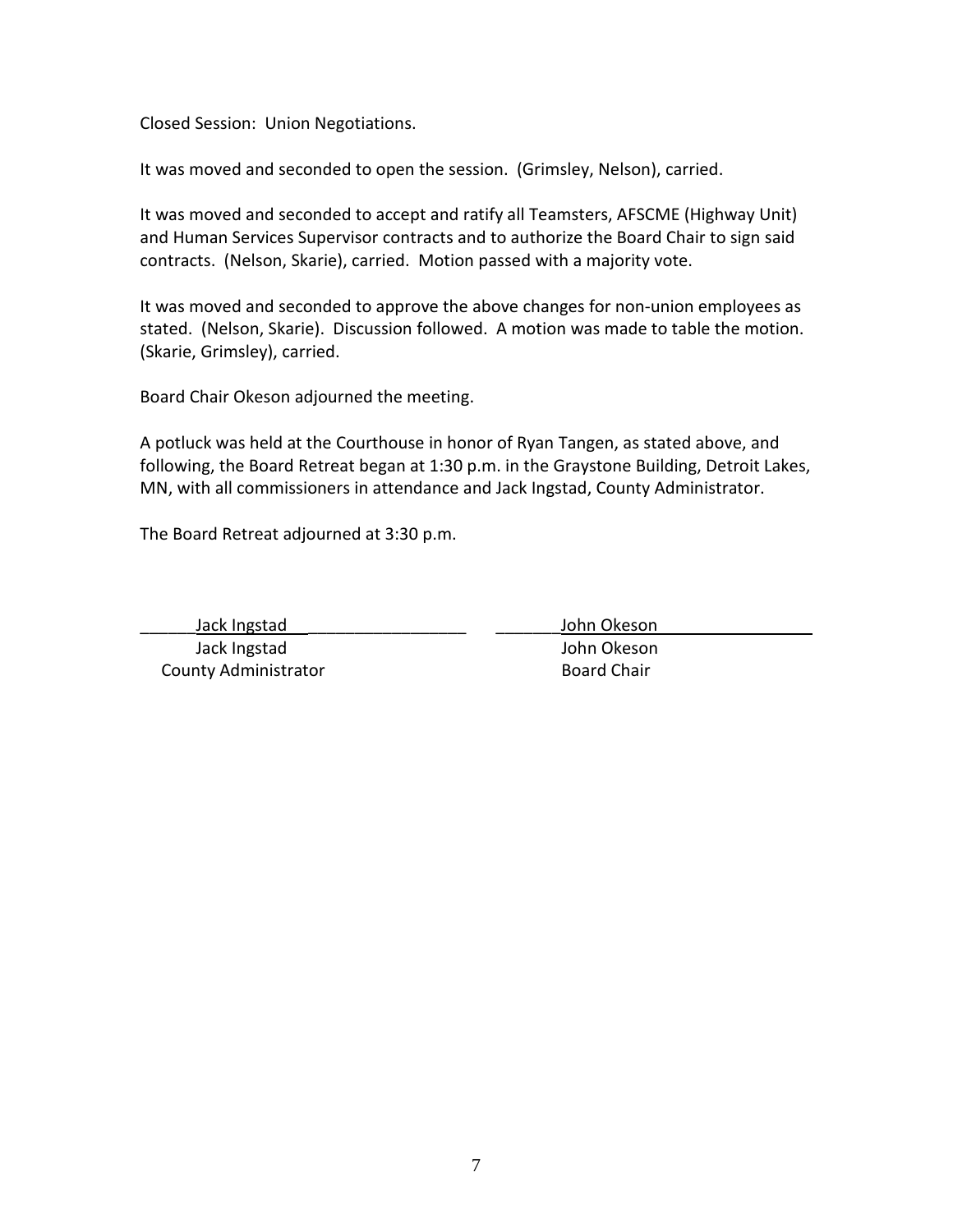Closed Session: Union Negotiations.

It was moved and seconded to open the session. (Grimsley, Nelson), carried.

It was moved and seconded to accept and ratify all Teamsters, AFSCME (Highway Unit) and Human Services Supervisor contracts and to authorize the Board Chair to sign said contracts. (Nelson, Skarie), carried. Motion passed with a majority vote.

It was moved and seconded to approve the above changes for non-union employees as stated. (Nelson, Skarie). Discussion followed. A motion was made to table the motion. (Skarie, Grimsley), carried.

Board Chair Okeson adjourned the meeting.

A potluck was held at the Courthouse in honor of Ryan Tangen, as stated above, and following, the Board Retreat began at 1:30 p.m. in the Graystone Building, Detroit Lakes, MN, with all commissioners in attendance and Jack Ingstad, County Administrator.

The Board Retreat adjourned at 3:30 p.m.

| | |
|---|---|
| Jack Ingstad | John Okeson |
| Jack Ingstad | John Okeson |
| County Administrator | Board Chair |